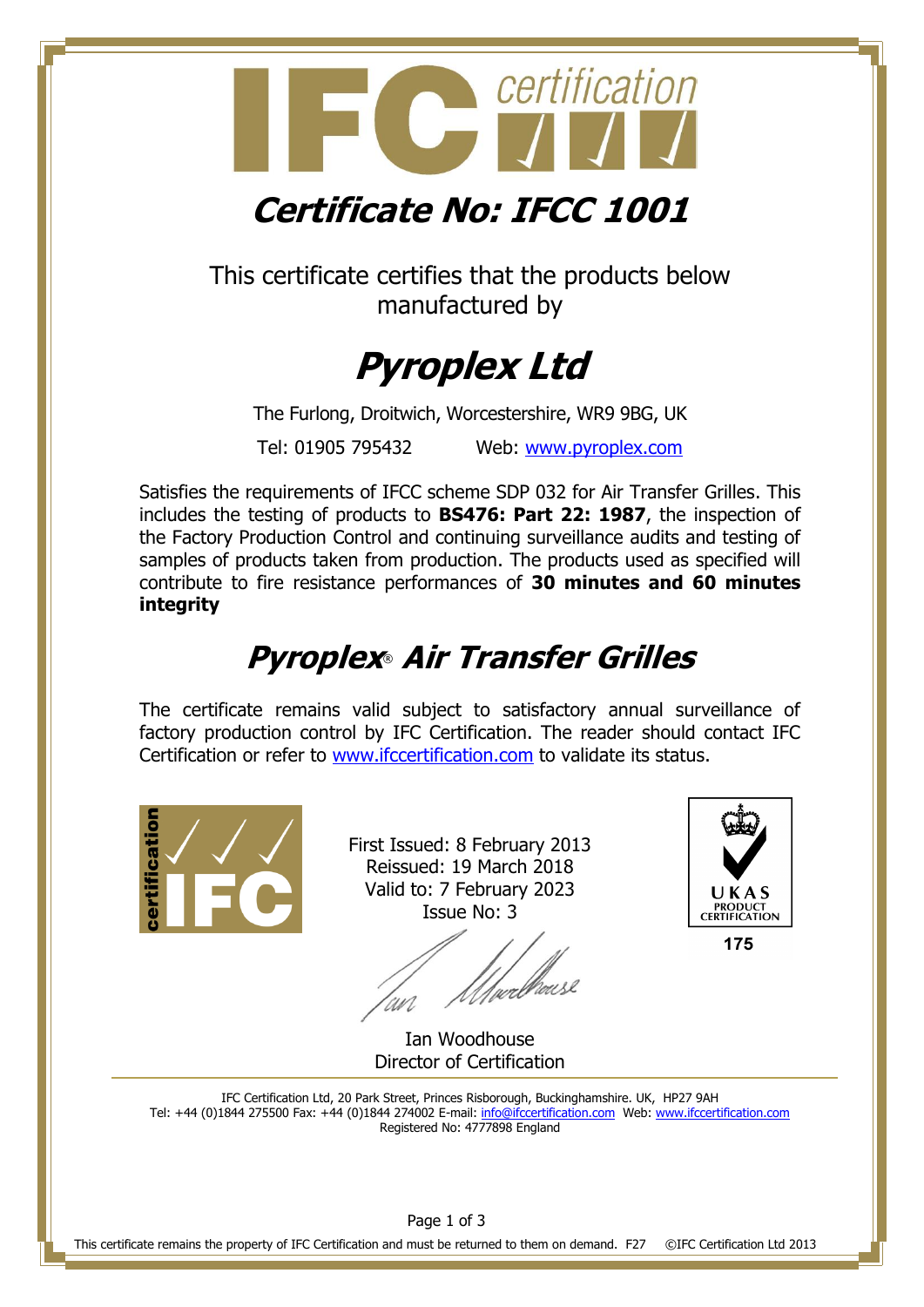# Certificate No: IFCC 1001

This certificate certifies that the products below manufactured by

# Pyroplex Ltd

The Furlong, Droitwich, Worcestershire, WR9 9BG, UK

Tel: 01905 795432 Web: www.pyroplex.com

Satisfies the requirements of IFCC scheme SDP 032 for Air Transfer Grilles. This includes the testing of products to **BS476: Part 22: 1987**, the inspection of the Factory Production Control and continuing surveillance audits and testing of samples of products taken from production. The products used as specified will contribute to fire resistance performances of **30 minutes and 60 minutes integrity**

## Pyroplex® Air Transfer Grilles

The certificate remains valid subject to satisfactory annual surveillance of factory production control by IFC Certification. The reader should contact IFC Certification or refer to www.ifccertification.com to validate its status.

First Issued: 8 February 2013
Reissued: 19 March 2018
Valid to: 7 February 2023
Issue No: 3

Ian Woodhouse
Director of Certification

UKAS PRODUCT CERTIFICATION 175

IFC Certification Ltd, 20 Park Street, Princes Risborough, Buckinghamshire. UK, HP27 9AH
Tel: +44 (0)1844 275500 Fax: +44 (0)1844 274002 E-mail: info@ifccertification.com Web: www.ifccertification.com
Registered No: 4777898 England

This certificate remains the property of IFC Certification and must be returned to them on demand. F27 ©IFC Certification Ltd 2013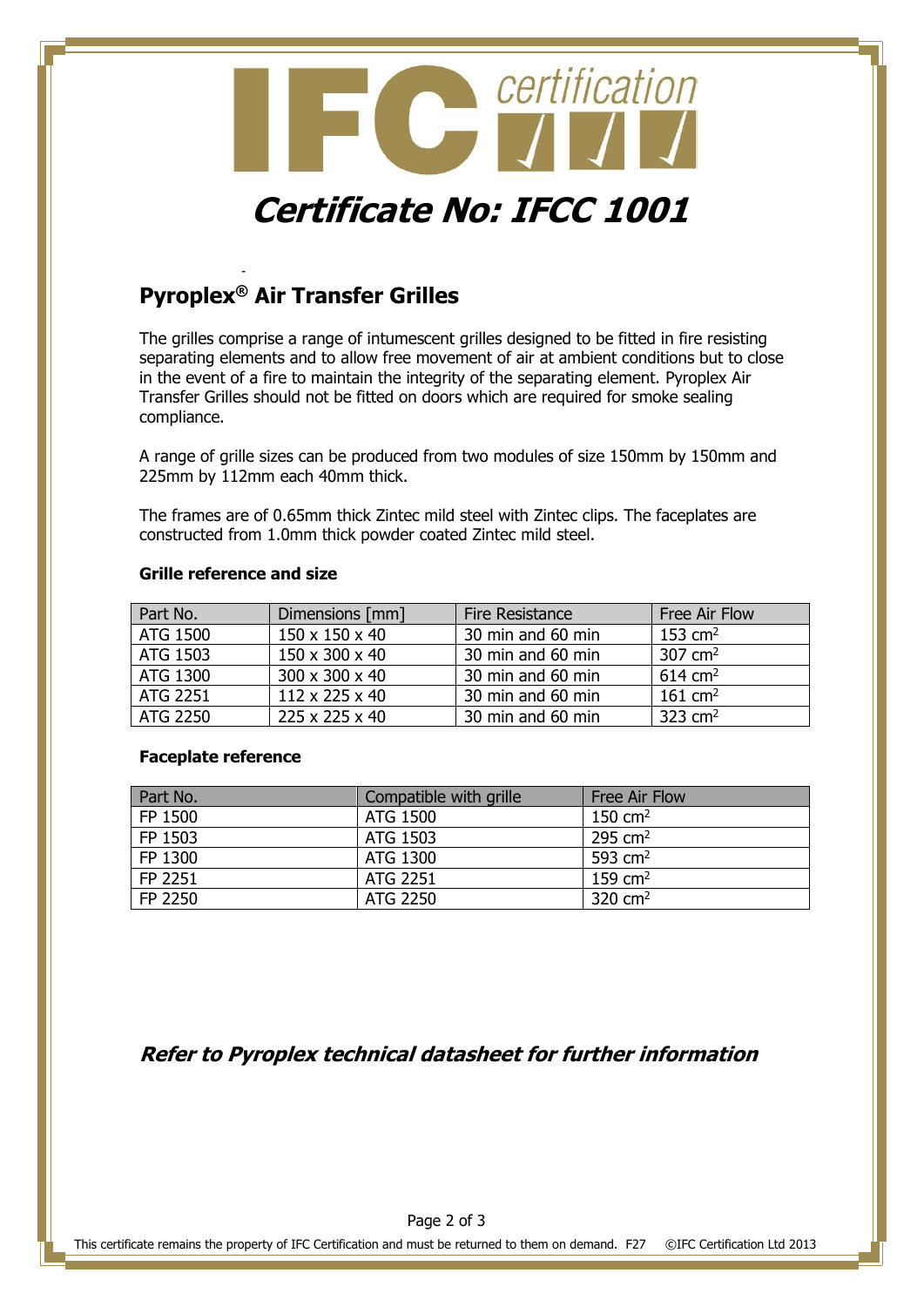# Certificate No: IFCC 1001

## Pyroplex® Air Transfer Grilles

The grilles comprise a range of intumescent grilles designed to be fitted in fire resisting separating elements and to allow free movement of air at ambient conditions but to close in the event of a fire to maintain the integrity of the separating element. Pyroplex Air Transfer Grilles should not be fitted on doors which are required for smoke sealing compliance.

A range of grille sizes can be produced from two modules of size 150mm by 150mm and 225mm by 112mm each 40mm thick.

The frames are of 0.65mm thick Zintec mild steel with Zintec clips. The faceplates are constructed from 1.0mm thick powder coated Zintec mild steel.

**Grille reference and size**

| Part No. | Dimensions [mm] | Fire Resistance | Free Air Flow |
|---|---|---|---|
| ATG 1500 | 150 x 150 x 40 | 30 min and 60 min | 153 $cm^2$ |
| ATG 1503 | 150 x 300 x 40 | 30 min and 60 min | 307 $cm^2$ |
| ATG 1300 | 300 x 300 x 40 | 30 min and 60 min | 614 $cm^2$ |
| ATG 2251 | 112 x 225 x 40 | 30 min and 60 min | 161 $cm^2$ |
| ATG 2250 | 225 x 225 x 40 | 30 min and 60 min | 323 $cm^2$ |

**Faceplate reference**

| Part No. | Compatible with grille | Free Air Flow |
|---|---|---|
| FP 1500 | ATG 1500 | 150 $cm^2$ |
| FP 1503 | ATG 1503 | 295 $cm^2$ |
| FP 1300 | ATG 1300 | 593 $cm^2$ |
| FP 2251 | ATG 2251 | 159 $cm^2$ |
| FP 2250 | ATG 2250 | 320 $cm^2$ |

***Refer to Pyroplex technical datasheet for further information***

This certificate remains the property of IFC Certification and must be returned to them on demand. F27 ©IFC Certification Ltd 2013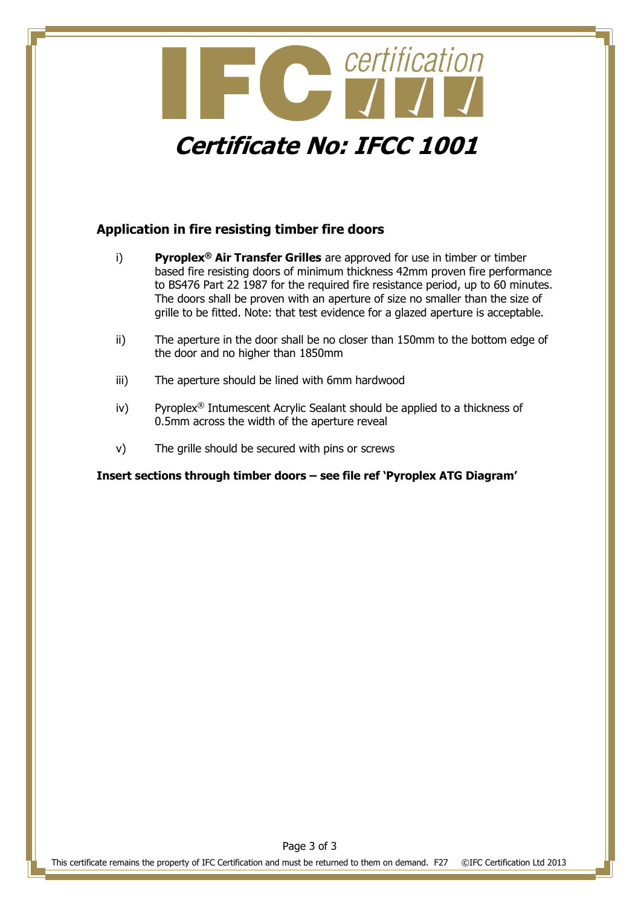# Certificate No: IFCC 1001

## Application in fire resisting timber fire doors

i) **Pyroplex® Air Transfer Grilles** are approved for use in timber or timber based fire resisting doors of minimum thickness 42mm proven fire performance to BS476 Part 22 1987 for the required fire resistance period, up to 60 minutes. The doors shall be proven with an aperture of size no smaller than the size of grille to be fitted. Note: that test evidence for a glazed aperture is acceptable.

ii) The aperture in the door shall be no closer than 150mm to the bottom edge of the door and no higher than 1850mm

iii) The aperture should be lined with 6mm hardwood

iv) Pyroplex® Intumescent Acrylic Sealant should be applied to a thickness of 0.5mm across the width of the aperture reveal

v) The grille should be secured with pins or screws

**Insert sections through timber doors – see file ref 'Pyroplex ATG Diagram'**

This certificate remains the property of IFC Certification and must be returned to them on demand. F27 ©IFC Certification Ltd 2013